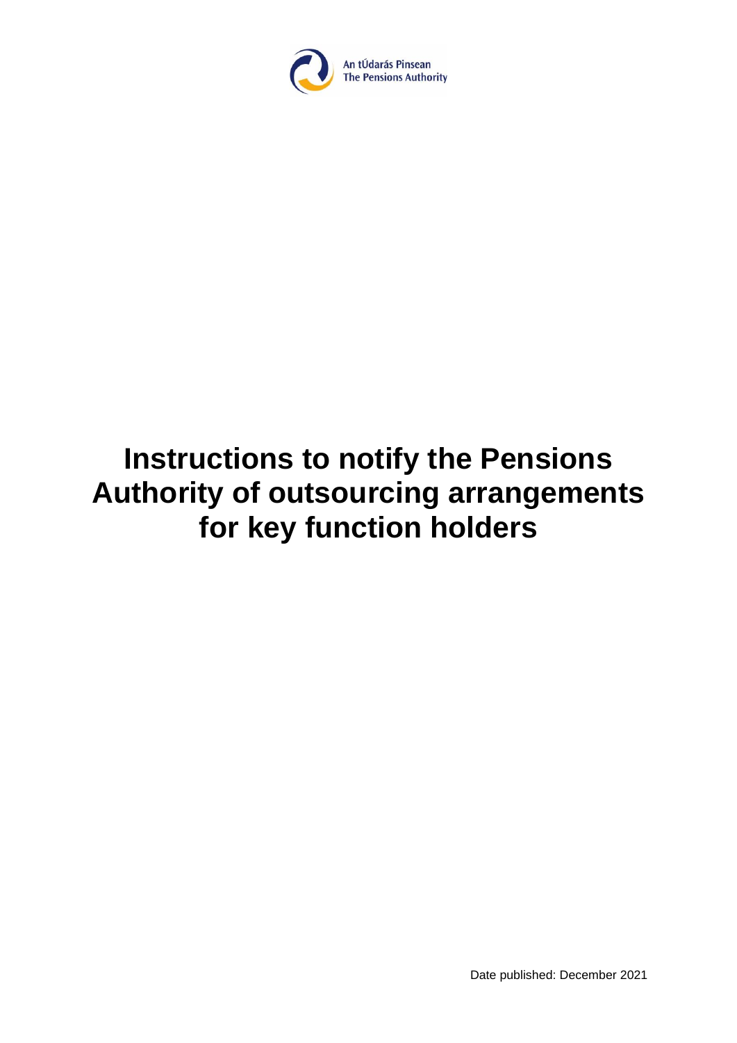An tÚdarás Pinsean
The Pensions Authority

# Instructions to notify the Pensions Authority of outsourcing arrangements for key function holders

Date published: December 2021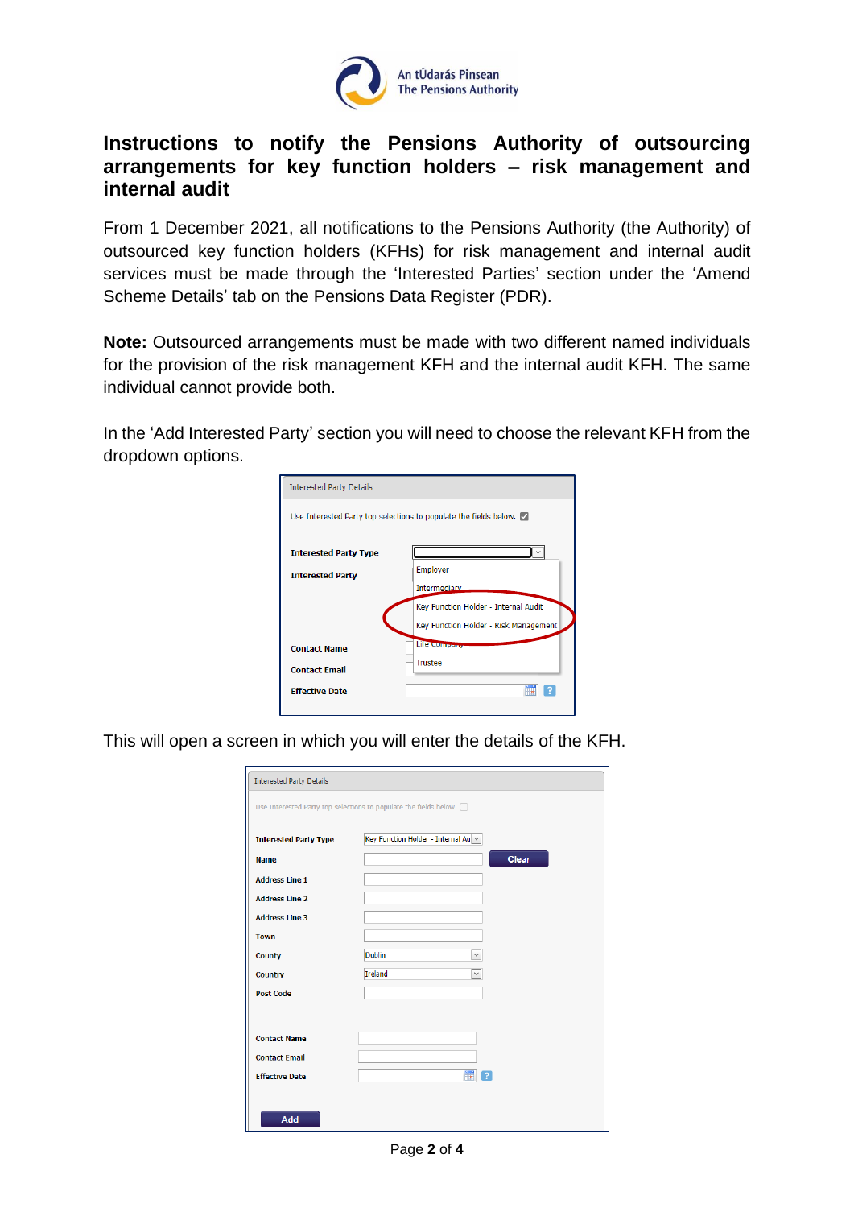# Instructions to notify the Pensions Authority of outsourcing arrangements for key function holders – risk management and internal audit

From 1 December 2021, all notifications to the Pensions Authority (the Authority) of outsourced key function holders (KFHs) for risk management and internal audit services must be made through the 'Interested Parties' section under the 'Amend Scheme Details' tab on the Pensions Data Register (PDR).

**Note:** Outsourced arrangements must be made with two different named individuals for the provision of the risk management KFH and the internal audit KFH. The same individual cannot provide both.

In the 'Add Interested Party' section you will need to choose the relevant KFH from the dropdown options.

This will open a screen in which you will enter the details of the KFH.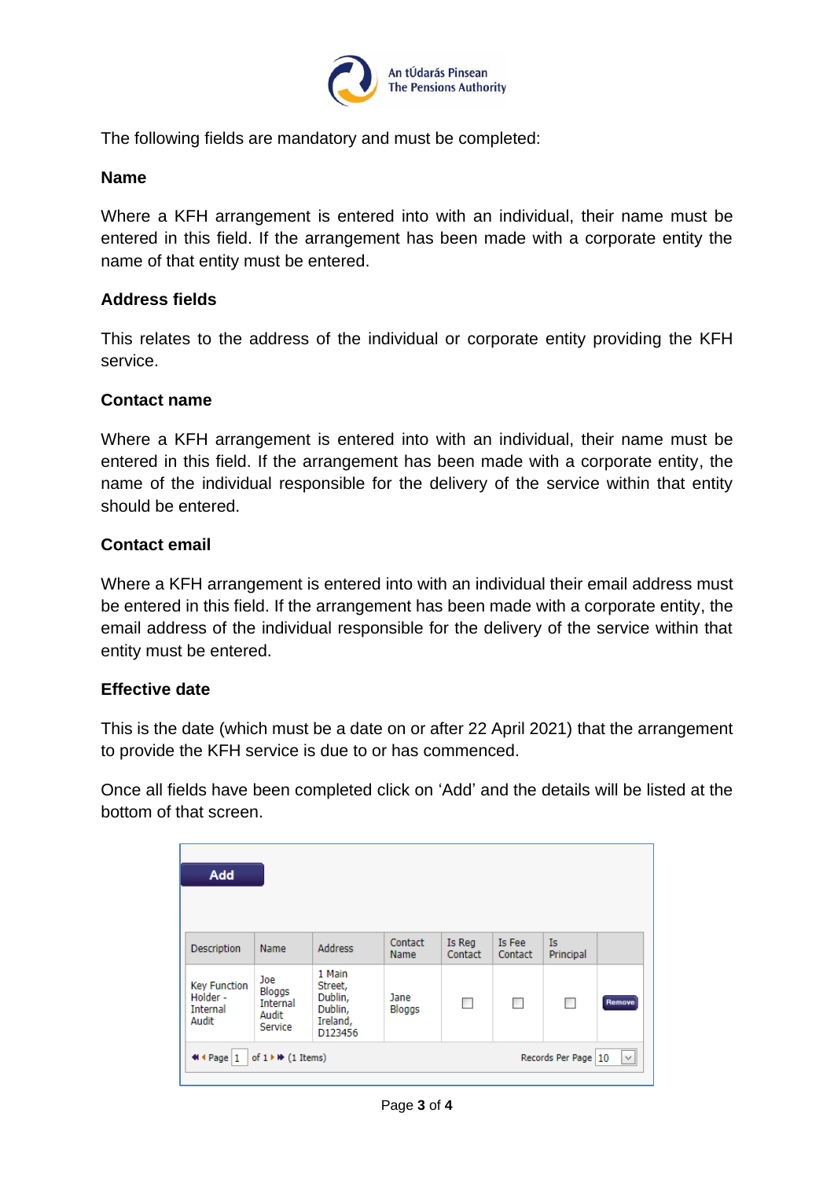The following fields are mandatory and must be completed:

**Name**

Where a KFH arrangement is entered into with an individual, their name must be entered in this field. If the arrangement has been made with a corporate entity the name of that entity must be entered.

**Address fields**

This relates to the address of the individual or corporate entity providing the KFH service.

**Contact name**

Where a KFH arrangement is entered into with an individual, their name must be entered in this field. If the arrangement has been made with a corporate entity, the name of the individual responsible for the delivery of the service within that entity should be entered.

**Contact email**

Where a KFH arrangement is entered into with an individual their email address must be entered in this field. If the arrangement has been made with a corporate entity, the email address of the individual responsible for the delivery of the service within that entity must be entered.

**Effective date**

This is the date (which must be a date on or after 22 April 2021) that the arrangement to provide the KFH service is due to or has commenced.

Once all fields have been completed click on 'Add' and the details will be listed at the bottom of that screen.

Add

| Description | Name | Address | Contact Name | Is Reg Contact | Is Fee Contact | Is Principal | |
|---|---|---|---|---|---|---|---|
| Key Function Holder - Internal Audit | Joe Bloggs Internal Audit Service | 1 Main Street, Dublin, Dublin, Ireland, D123456 | Jane Bloggs | ☐ | ☐ | ☐ | Remove |

Page 1 of 1 (1 Items) Records Per Page 10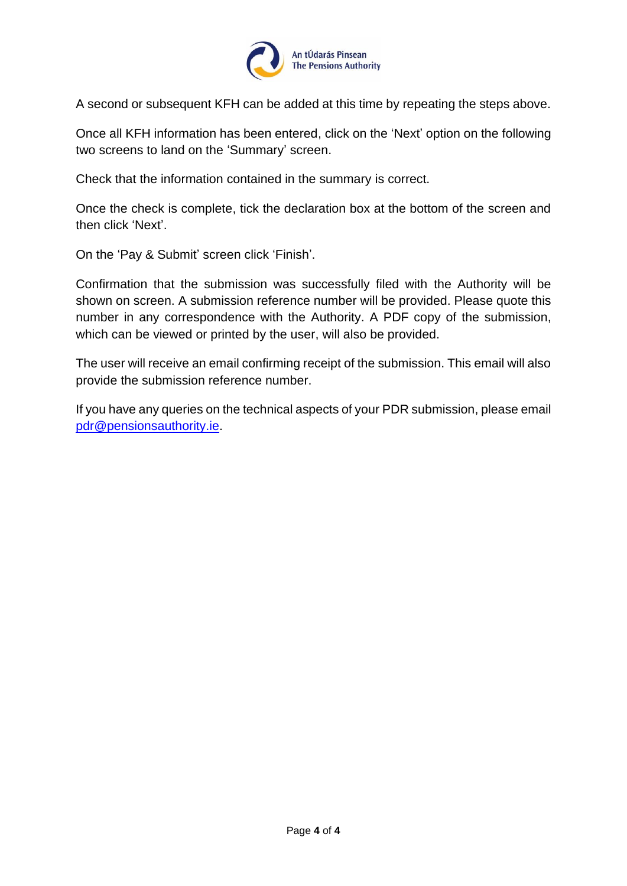A second or subsequent KFH can be added at this time by repeating the steps above.

Once all KFH information has been entered, click on the 'Next' option on the following two screens to land on the 'Summary' screen.

Check that the information contained in the summary is correct.

Once the check is complete, tick the declaration box at the bottom of the screen and then click 'Next'.

On the 'Pay & Submit' screen click 'Finish'.

Confirmation that the submission was successfully filed with the Authority will be shown on screen. A submission reference number will be provided. Please quote this number in any correspondence with the Authority. A PDF copy of the submission, which can be viewed or printed by the user, will also be provided.

The user will receive an email confirming receipt of the submission. This email will also provide the submission reference number.

If you have any queries on the technical aspects of your PDR submission, please email [pdr@pensionsauthority.ie](mailto:pdr@pensionsauthority.ie).